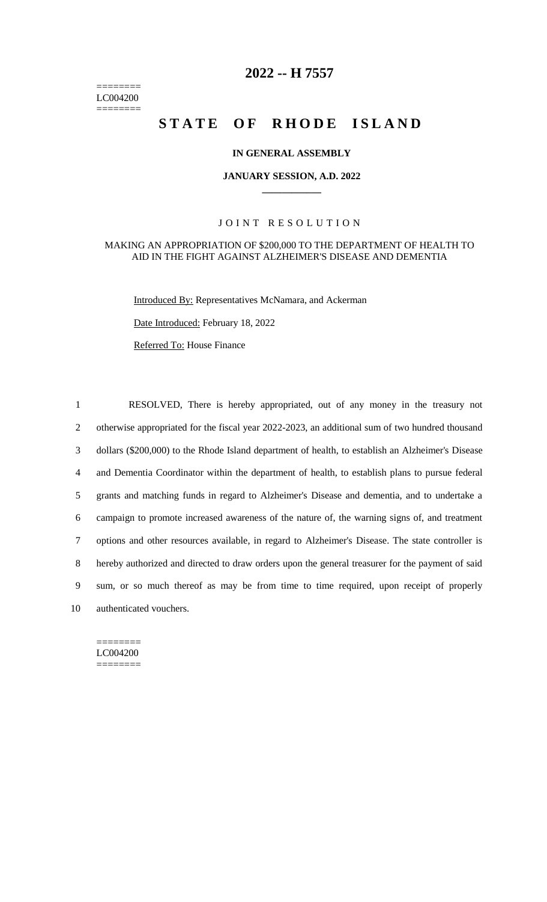========
LC004200
========

# 2022 -- H 7557

# STATE OF RHODE ISLAND

**IN GENERAL ASSEMBLY**

**JANUARY SESSION, A.D. 2022**

J O I N T   R E S O L U T I O N

MAKING AN APPROPRIATION OF $200,000 TO THE DEPARTMENT OF HEALTH TO AID IN THE FIGHT AGAINST ALZHEIMER'S DISEASE AND DEMENTIA

Introduced By: Representatives McNamara, and Ackerman

Date Introduced: February 18, 2022

Referred To: House Finance

RESOLVED, There is hereby appropriated, out of any money in the treasury not otherwise appropriated for the fiscal year 2022-2023, an additional sum of two hundred thousand dollars ($200,000) to the Rhode Island department of health, to establish an Alzheimer's Disease and Dementia Coordinator within the department of health, to establish plans to pursue federal grants and matching funds in regard to Alzheimer's Disease and dementia, and to undertake a campaign to promote increased awareness of the nature of, the warning signs of, and treatment options and other resources available, in regard to Alzheimer's Disease. The state controller is hereby authorized and directed to draw orders upon the general treasurer for the payment of said sum, or so much thereof as may be from time to time required, upon receipt of properly authenticated vouchers.

========
LC004200
========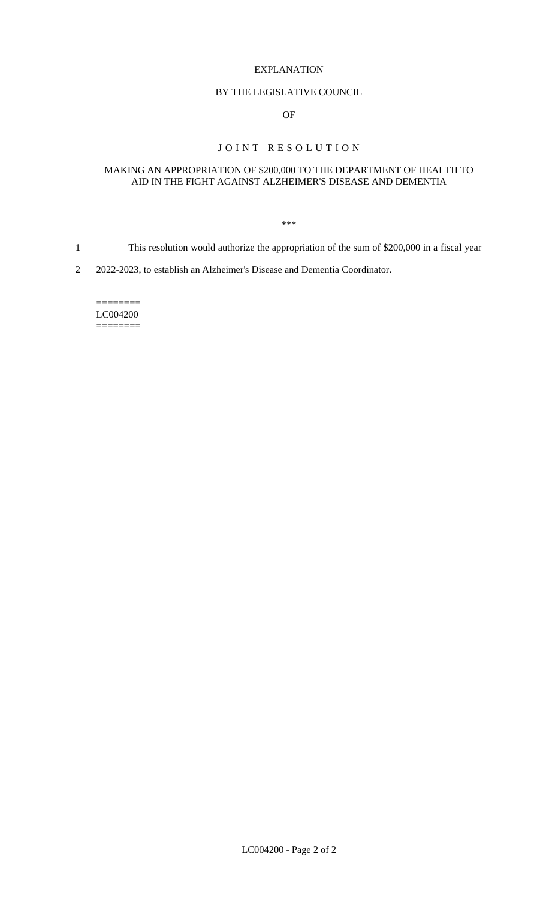EXPLANATION

BY THE LEGISLATIVE COUNCIL

OF

J O I N T R E S O L U T I O N

MAKING AN APPROPRIATION OF $200,000 TO THE DEPARTMENT OF HEALTH TO AID IN THE FIGHT AGAINST ALZHEIMER'S DISEASE AND DEMENTIA

***

1 This resolution would authorize the appropriation of the sum of $200,000 in a fiscal year

2 2022-2023, to establish an Alzheimer's Disease and Dementia Coordinator.

========
LC004200
========